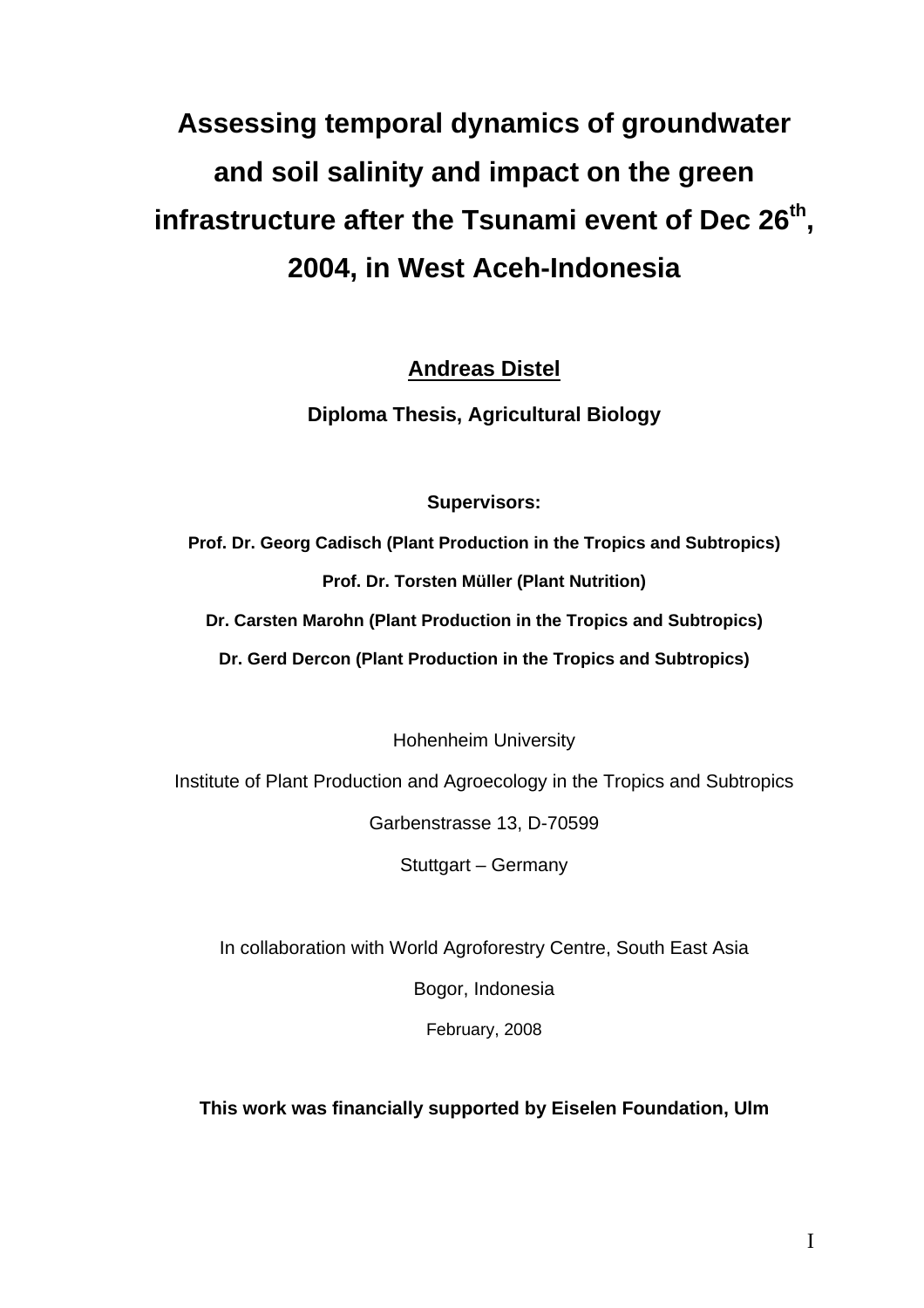# Assessing temporal dynamics of groundwater and soil salinity and impact on the green infrastructure after the Tsunami event of Dec 26$^{th}$, 2004, in West Aceh-Indonesia

**Andreas Distel**

**Diploma Thesis, Agricultural Biology**

**Supervisors:**

**Prof. Dr. Georg Cadisch (Plant Production in the Tropics and Subtropics)**

**Prof. Dr. Torsten Müller (Plant Nutrition)**

**Dr. Carsten Marohn (Plant Production in the Tropics and Subtropics)**

**Dr. Gerd Dercon (Plant Production in the Tropics and Subtropics)**

Hohenheim University

Institute of Plant Production and Agroecology in the Tropics and Subtropics

Garbenstrasse 13, D-70599

Stuttgart – Germany

In collaboration with World Agroforestry Centre, South East Asia

Bogor, Indonesia

February, 2008

**This work was financially supported by Eiselen Foundation, Ulm**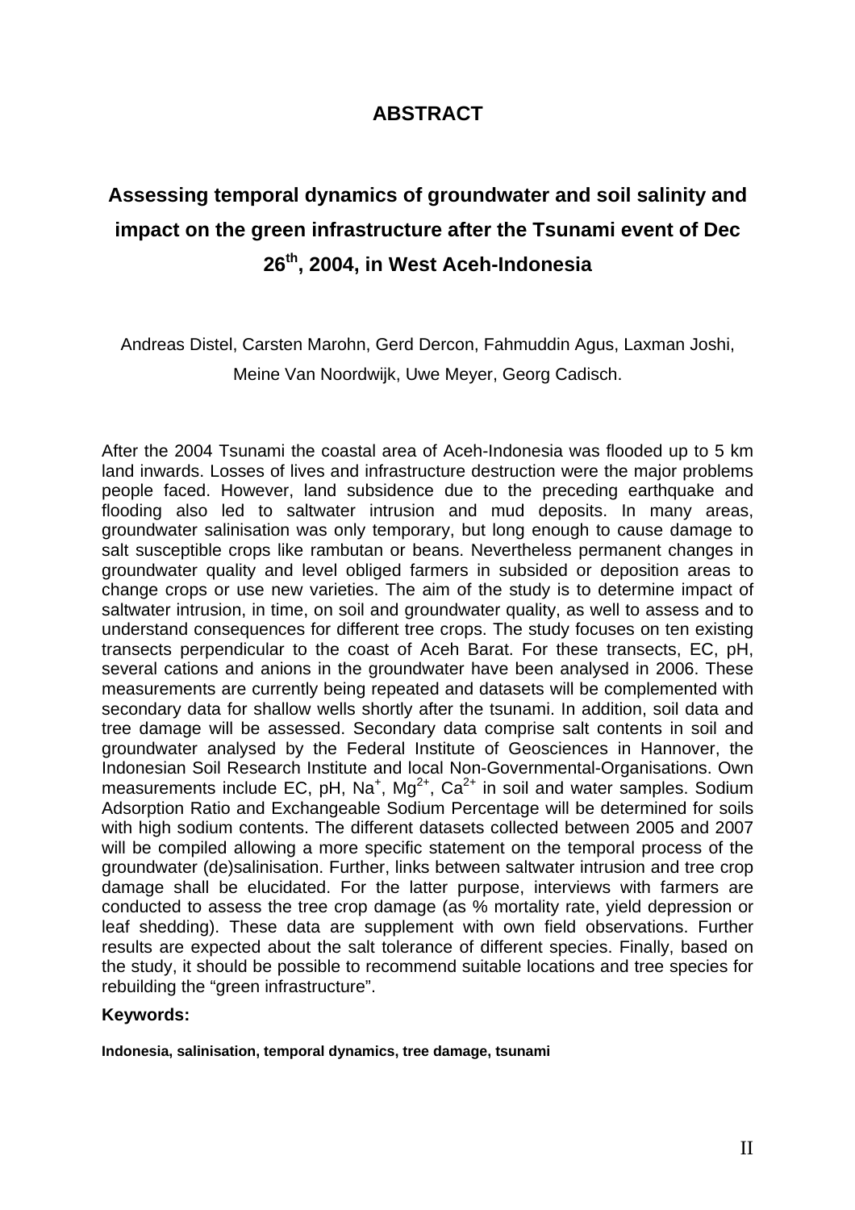## ABSTRACT

# Assessing temporal dynamics of groundwater and soil salinity and impact on the green infrastructure after the Tsunami event of Dec 26th, 2004, in West Aceh-Indonesia

Andreas Distel, Carsten Marohn, Gerd Dercon, Fahmuddin Agus, Laxman Joshi, Meine Van Noordwijk, Uwe Meyer, Georg Cadisch.

After the 2004 Tsunami the coastal area of Aceh-Indonesia was flooded up to 5 km land inwards. Losses of lives and infrastructure destruction were the major problems people faced. However, land subsidence due to the preceding earthquake and flooding also led to saltwater intrusion and mud deposits. In many areas, groundwater salinisation was only temporary, but long enough to cause damage to salt susceptible crops like rambutan or beans. Nevertheless permanent changes in groundwater quality and level obliged farmers in subsided or deposition areas to change crops or use new varieties. The aim of the study is to determine impact of saltwater intrusion, in time, on soil and groundwater quality, as well to assess and to understand consequences for different tree crops. The study focuses on ten existing transects perpendicular to the coast of Aceh Barat. For these transects, EC, pH, several cations and anions in the groundwater have been analysed in 2006. These measurements are currently being repeated and datasets will be complemented with secondary data for shallow wells shortly after the tsunami. In addition, soil data and tree damage will be assessed. Secondary data comprise salt contents in soil and groundwater analysed by the Federal Institute of Geosciences in Hannover, the Indonesian Soil Research Institute and local Non-Governmental-Organisations. Own measurements include EC, pH, $Na^{+}$, $Mg^{2+}$, $Ca^{2+}$ in soil and water samples. Sodium Adsorption Ratio and Exchangeable Sodium Percentage will be determined for soils with high sodium contents. The different datasets collected between 2005 and 2007 will be compiled allowing a more specific statement on the temporal process of the groundwater (de)salinisation. Further, links between saltwater intrusion and tree crop damage shall be elucidated. For the latter purpose, interviews with farmers are conducted to assess the tree crop damage (as % mortality rate, yield depression or leaf shedding). These data are supplement with own field observations. Further results are expected about the salt tolerance of different species. Finally, based on the study, it should be possible to recommend suitable locations and tree species for rebuilding the "green infrastructure".

**Keywords:**

**Indonesia, salinisation, temporal dynamics, tree damage, tsunami**